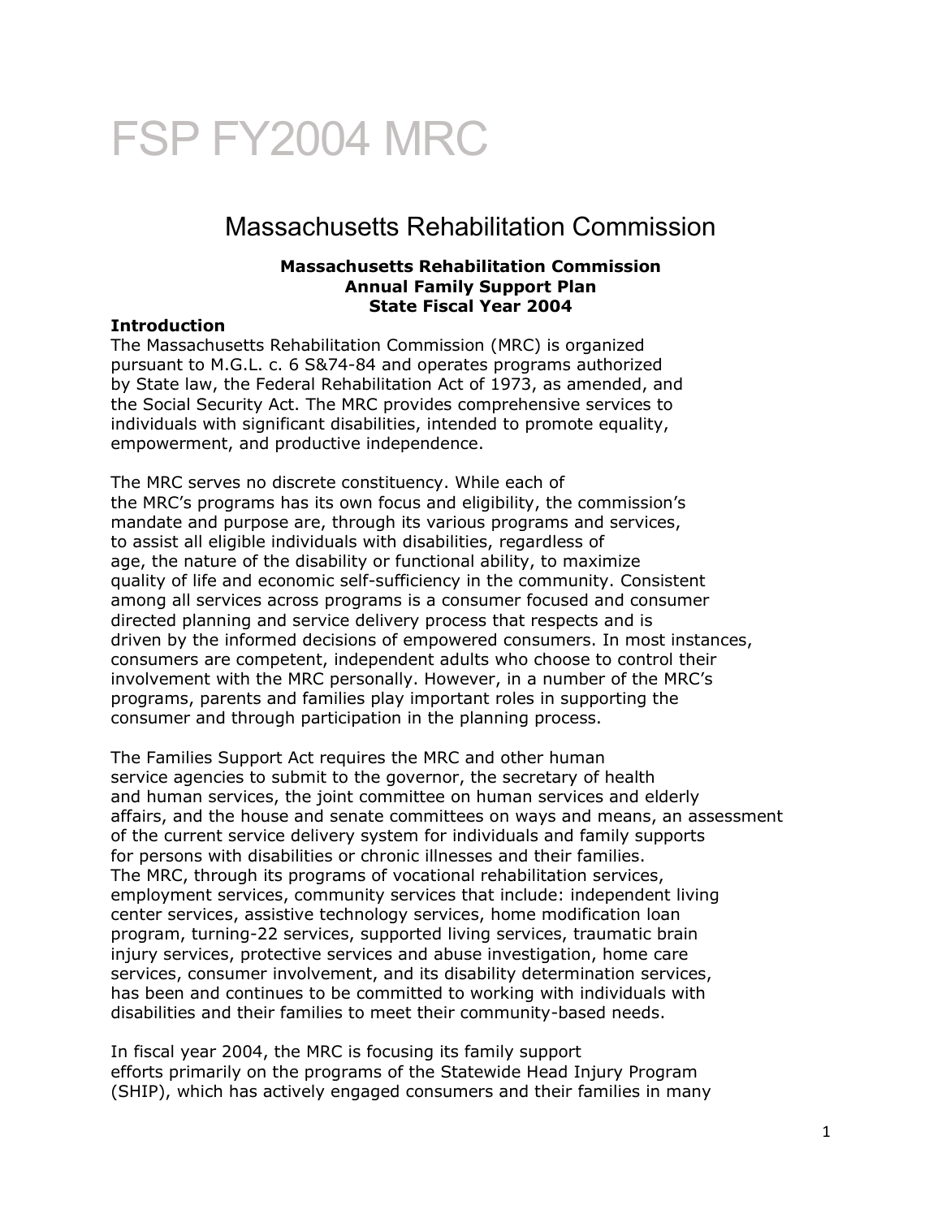# FSP FY2004 MRC

## Massachusetts Rehabilitation Commission

**Massachusetts Rehabilitation Commission**
**Annual Family Support Plan**
**State Fiscal Year 2004**

### Introduction

The Massachusetts Rehabilitation Commission (MRC) is organized pursuant to M.G.L. c. 6 S&74-84 and operates programs authorized by State law, the Federal Rehabilitation Act of 1973, as amended, and the Social Security Act. The MRC provides comprehensive services to individuals with significant disabilities, intended to promote equality, empowerment, and productive independence.

The MRC serves no discrete constituency. While each of the MRC's programs has its own focus and eligibility, the commission's mandate and purpose are, through its various programs and services, to assist all eligible individuals with disabilities, regardless of age, the nature of the disability or functional ability, to maximize quality of life and economic self-sufficiency in the community. Consistent among all services across programs is a consumer focused and consumer directed planning and service delivery process that respects and is driven by the informed decisions of empowered consumers. In most instances, consumers are competent, independent adults who choose to control their involvement with the MRC personally. However, in a number of the MRC's programs, parents and families play important roles in supporting the consumer and through participation in the planning process.

The Families Support Act requires the MRC and other human service agencies to submit to the governor, the secretary of health and human services, the joint committee on human services and elderly affairs, and the house and senate committees on ways and means, an assessment of the current service delivery system for individuals and family supports for persons with disabilities or chronic illnesses and their families. The MRC, through its programs of vocational rehabilitation services, employment services, community services that include: independent living center services, assistive technology services, home modification loan program, turning-22 services, supported living services, traumatic brain injury services, protective services and abuse investigation, home care services, consumer involvement, and its disability determination services, has been and continues to be committed to working with individuals with disabilities and their families to meet their community-based needs.

In fiscal year 2004, the MRC is focusing its family support efforts primarily on the programs of the Statewide Head Injury Program (SHIP), which has actively engaged consumers and their families in many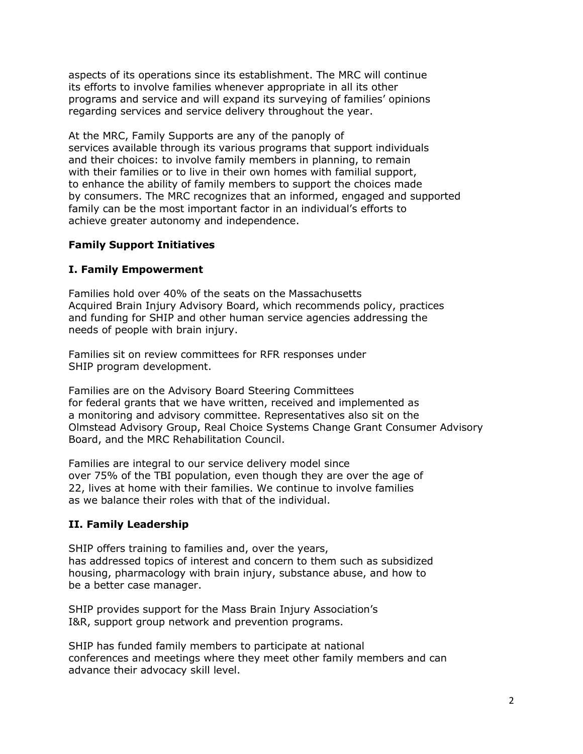aspects of its operations since its establishment. The MRC will continue its efforts to involve families whenever appropriate in all its other programs and service and will expand its surveying of families' opinions regarding services and service delivery throughout the year.

At the MRC, Family Supports are any of the panoply of services available through its various programs that support individuals and their choices: to involve family members in planning, to remain with their families or to live in their own homes with familial support, to enhance the ability of family members to support the choices made by consumers. The MRC recognizes that an informed, engaged and supported family can be the most important factor in an individual's efforts to achieve greater autonomy and independence.

**Family Support Initiatives**

**I. Family Empowerment**

Families hold over 40% of the seats on the Massachusetts Acquired Brain Injury Advisory Board, which recommends policy, practices and funding for SHIP and other human service agencies addressing the needs of people with brain injury.

Families sit on review committees for RFR responses under SHIP program development.

Families are on the Advisory Board Steering Committees for federal grants that we have written, received and implemented as a monitoring and advisory committee. Representatives also sit on the Olmstead Advisory Group, Real Choice Systems Change Grant Consumer Advisory Board, and the MRC Rehabilitation Council.

Families are integral to our service delivery model since over 75% of the TBI population, even though they are over the age of 22, lives at home with their families. We continue to involve families as we balance their roles with that of the individual.

**II. Family Leadership**

SHIP offers training to families and, over the years, has addressed topics of interest and concern to them such as subsidized housing, pharmacology with brain injury, substance abuse, and how to be a better case manager.

SHIP provides support for the Mass Brain Injury Association's I&R, support group network and prevention programs.

SHIP has funded family members to participate at national conferences and meetings where they meet other family members and can advance their advocacy skill level.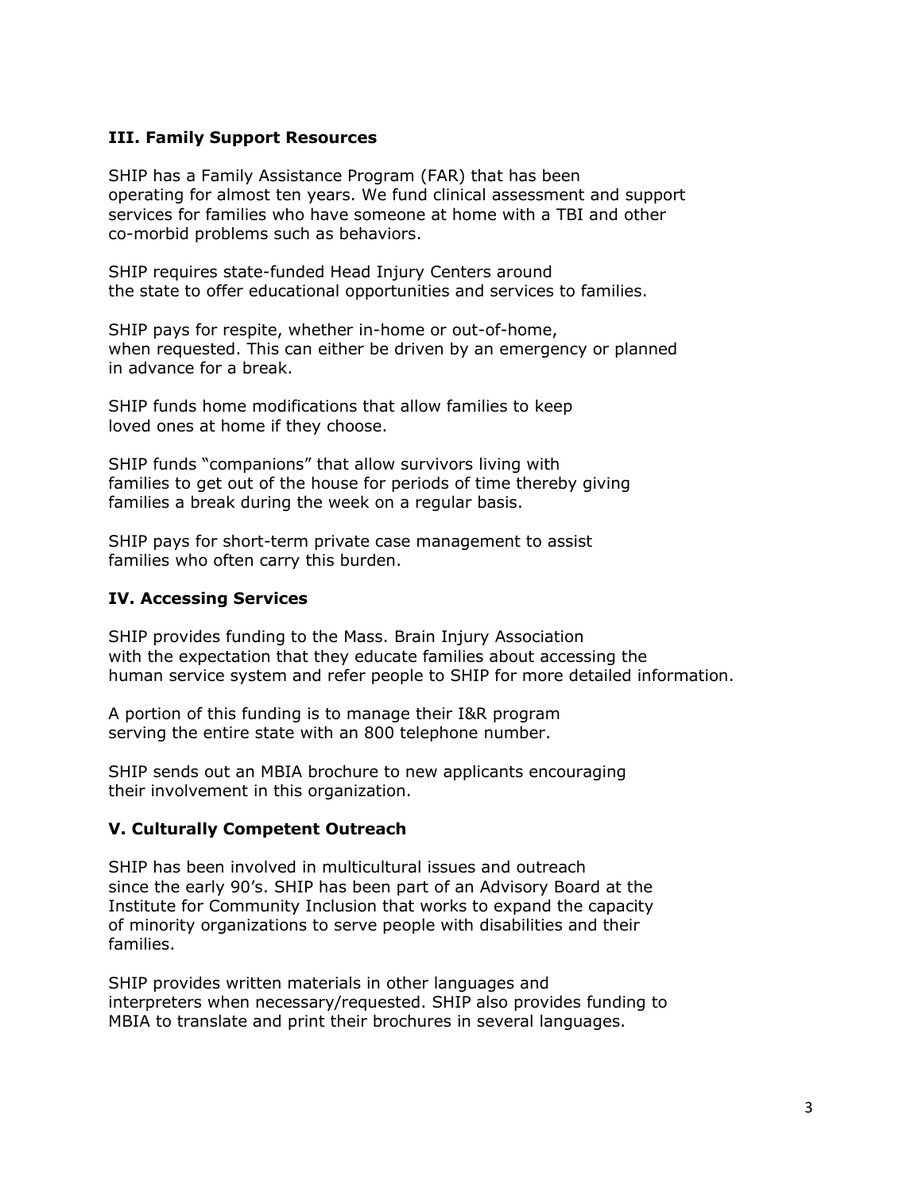### III. Family Support Resources

SHIP has a Family Assistance Program (FAR) that has been operating for almost ten years. We fund clinical assessment and support services for families who have someone at home with a TBI and other co-morbid problems such as behaviors.

SHIP requires state-funded Head Injury Centers around the state to offer educational opportunities and services to families.

SHIP pays for respite, whether in-home or out-of-home, when requested. This can either be driven by an emergency or planned in advance for a break.

SHIP funds home modifications that allow families to keep loved ones at home if they choose.

SHIP funds "companions" that allow survivors living with families to get out of the house for periods of time thereby giving families a break during the week on a regular basis.

SHIP pays for short-term private case management to assist families who often carry this burden.

### IV. Accessing Services

SHIP provides funding to the Mass. Brain Injury Association with the expectation that they educate families about accessing the human service system and refer people to SHIP for more detailed information.

A portion of this funding is to manage their I&R program serving the entire state with an 800 telephone number.

SHIP sends out an MBIA brochure to new applicants encouraging their involvement in this organization.

### V. Culturally Competent Outreach

SHIP has been involved in multicultural issues and outreach since the early 90's. SHIP has been part of an Advisory Board at the Institute for Community Inclusion that works to expand the capacity of minority organizations to serve people with disabilities and their families.

SHIP provides written materials in other languages and interpreters when necessary/requested. SHIP also provides funding to MBIA to translate and print their brochures in several languages.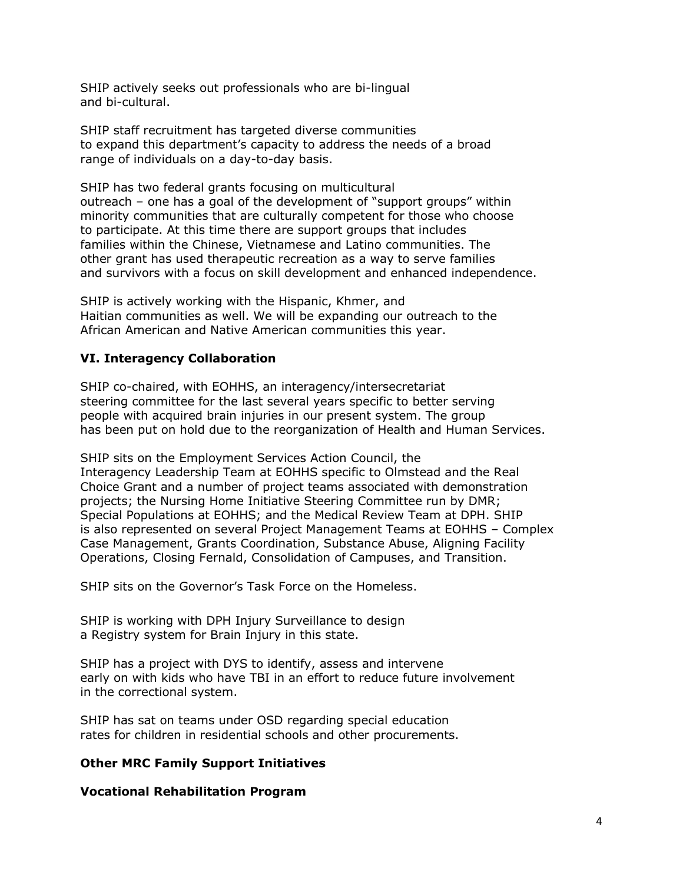SHIP actively seeks out professionals who are bi-lingual and bi-cultural.

SHIP staff recruitment has targeted diverse communities to expand this department's capacity to address the needs of a broad range of individuals on a day-to-day basis.

SHIP has two federal grants focusing on multicultural outreach – one has a goal of the development of "support groups" within minority communities that are culturally competent for those who choose to participate. At this time there are support groups that includes families within the Chinese, Vietnamese and Latino communities. The other grant has used therapeutic recreation as a way to serve families and survivors with a focus on skill development and enhanced independence.

SHIP is actively working with the Hispanic, Khmer, and Haitian communities as well. We will be expanding our outreach to the African American and Native American communities this year.

### VI. Interagency Collaboration

SHIP co-chaired, with EOHHS, an interagency/intersecretariat steering committee for the last several years specific to better serving people with acquired brain injuries in our present system. The group has been put on hold due to the reorganization of Health and Human Services.

SHIP sits on the Employment Services Action Council, the Interagency Leadership Team at EOHHS specific to Olmstead and the Real Choice Grant and a number of project teams associated with demonstration projects; the Nursing Home Initiative Steering Committee run by DMR; Special Populations at EOHHS; and the Medical Review Team at DPH. SHIP is also represented on several Project Management Teams at EOHHS – Complex Case Management, Grants Coordination, Substance Abuse, Aligning Facility Operations, Closing Fernald, Consolidation of Campuses, and Transition.

SHIP sits on the Governor's Task Force on the Homeless.

SHIP is working with DPH Injury Surveillance to design a Registry system for Brain Injury in this state.

SHIP has a project with DYS to identify, assess and intervene early on with kids who have TBI in an effort to reduce future involvement in the correctional system.

SHIP has sat on teams under OSD regarding special education rates for children in residential schools and other procurements.

### Other MRC Family Support Initiatives

### Vocational Rehabilitation Program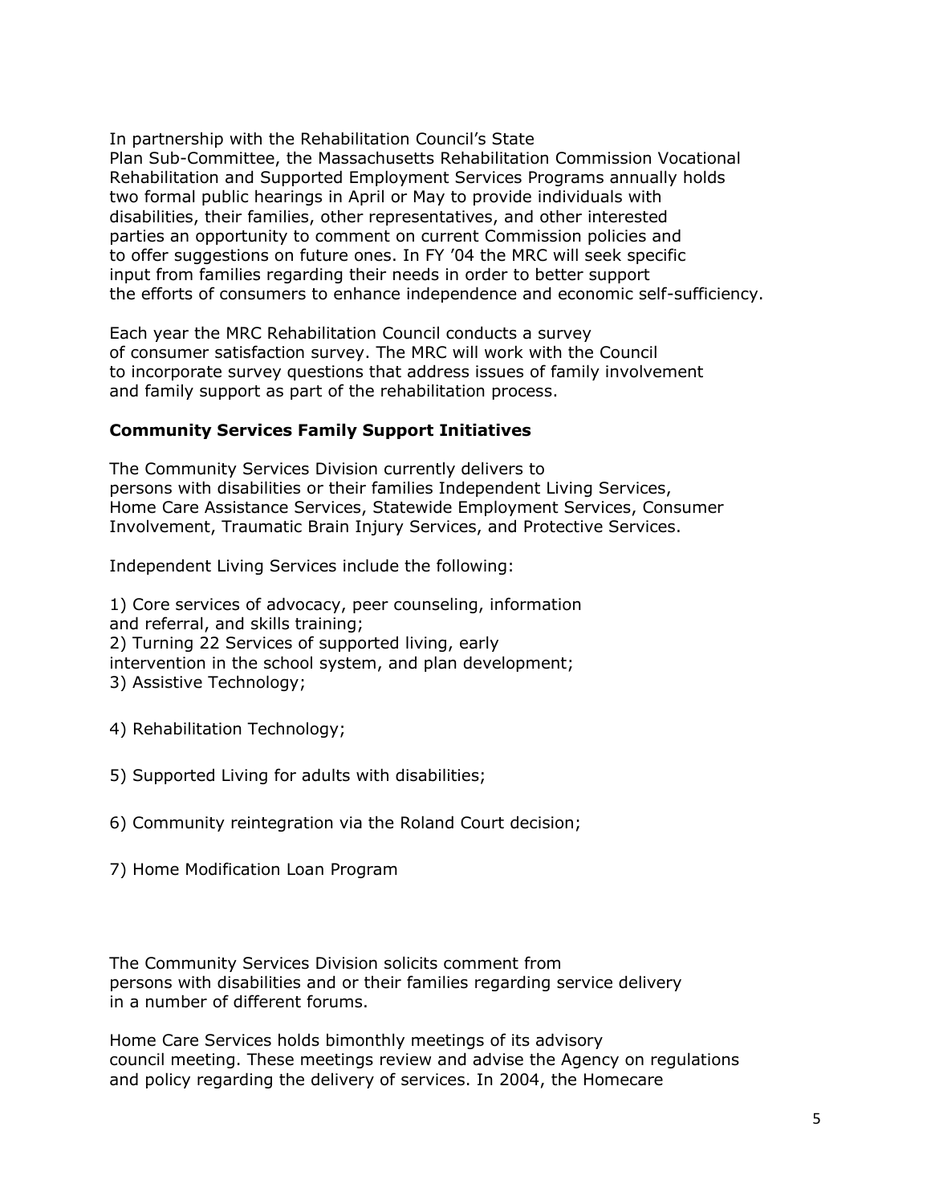In partnership with the Rehabilitation Council's State Plan Sub-Committee, the Massachusetts Rehabilitation Commission Vocational Rehabilitation and Supported Employment Services Programs annually holds two formal public hearings in April or May to provide individuals with disabilities, their families, other representatives, and other interested parties an opportunity to comment on current Commission policies and to offer suggestions on future ones. In FY '04 the MRC will seek specific input from families regarding their needs in order to better support the efforts of consumers to enhance independence and economic self-sufficiency.

Each year the MRC Rehabilitation Council conducts a survey of consumer satisfaction survey. The MRC will work with the Council to incorporate survey questions that address issues of family involvement and family support as part of the rehabilitation process.

**Community Services Family Support Initiatives**

The Community Services Division currently delivers to persons with disabilities or their families Independent Living Services, Home Care Assistance Services, Statewide Employment Services, Consumer Involvement, Traumatic Brain Injury Services, and Protective Services.

Independent Living Services include the following:

1) Core services of advocacy, peer counseling, information and referral, and skills training;
2) Turning 22 Services of supported living, early intervention in the school system, and plan development;
3) Assistive Technology;

4) Rehabilitation Technology;

5) Supported Living for adults with disabilities;

6) Community reintegration via the Roland Court decision;

7) Home Modification Loan Program

The Community Services Division solicits comment from persons with disabilities and or their families regarding service delivery in a number of different forums.

Home Care Services holds bimonthly meetings of its advisory council meeting. These meetings review and advise the Agency on regulations and policy regarding the delivery of services. In 2004, the Homecare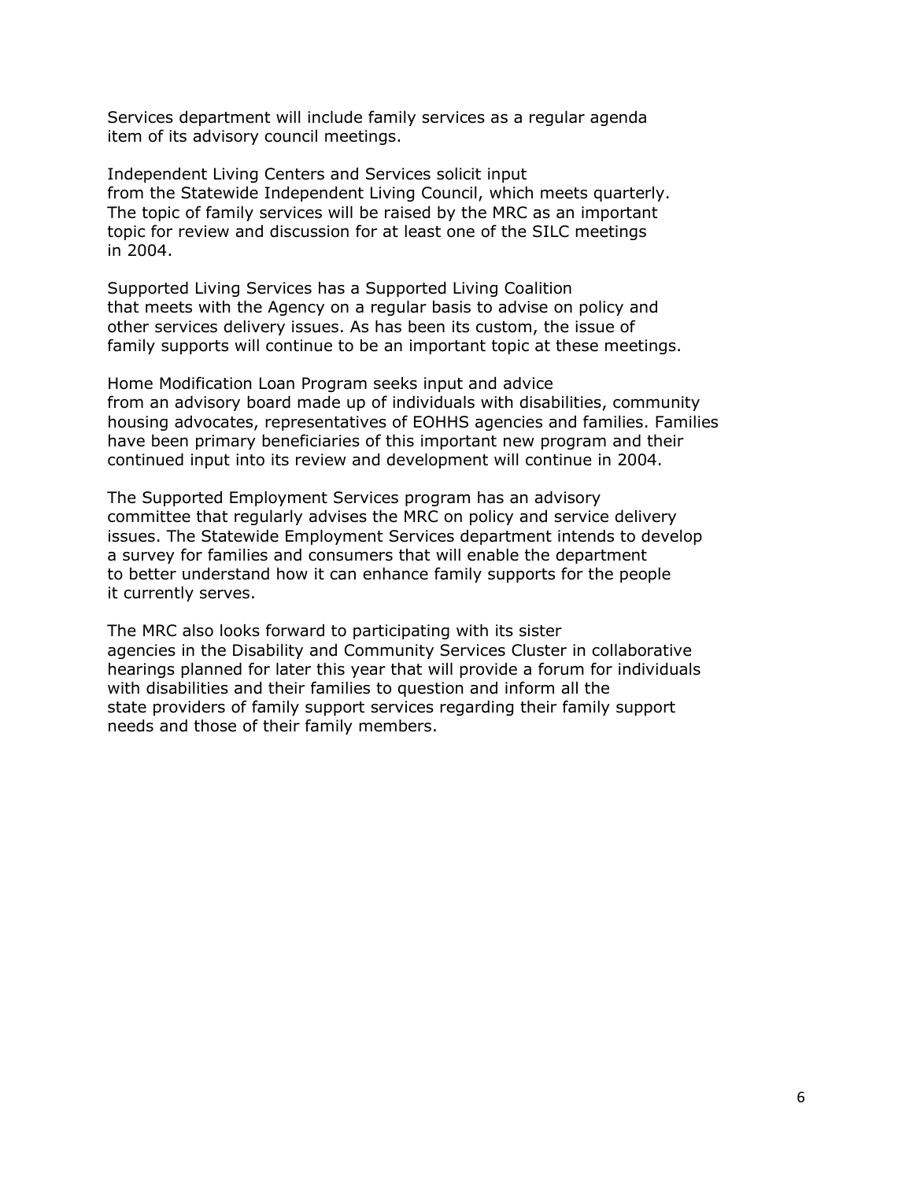Services department will include family services as a regular agenda item of its advisory council meetings.

Independent Living Centers and Services solicit input from the Statewide Independent Living Council, which meets quarterly. The topic of family services will be raised by the MRC as an important topic for review and discussion for at least one of the SILC meetings in 2004.

Supported Living Services has a Supported Living Coalition that meets with the Agency on a regular basis to advise on policy and other services delivery issues. As has been its custom, the issue of family supports will continue to be an important topic at these meetings.

Home Modification Loan Program seeks input and advice from an advisory board made up of individuals with disabilities, community housing advocates, representatives of EOHHS agencies and families. Families have been primary beneficiaries of this important new program and their continued input into its review and development will continue in 2004.

The Supported Employment Services program has an advisory committee that regularly advises the MRC on policy and service delivery issues. The Statewide Employment Services department intends to develop a survey for families and consumers that will enable the department to better understand how it can enhance family supports for the people it currently serves.

The MRC also looks forward to participating with its sister agencies in the Disability and Community Services Cluster in collaborative hearings planned for later this year that will provide a forum for individuals with disabilities and their families to question and inform all the state providers of family support services regarding their family support needs and those of their family members.